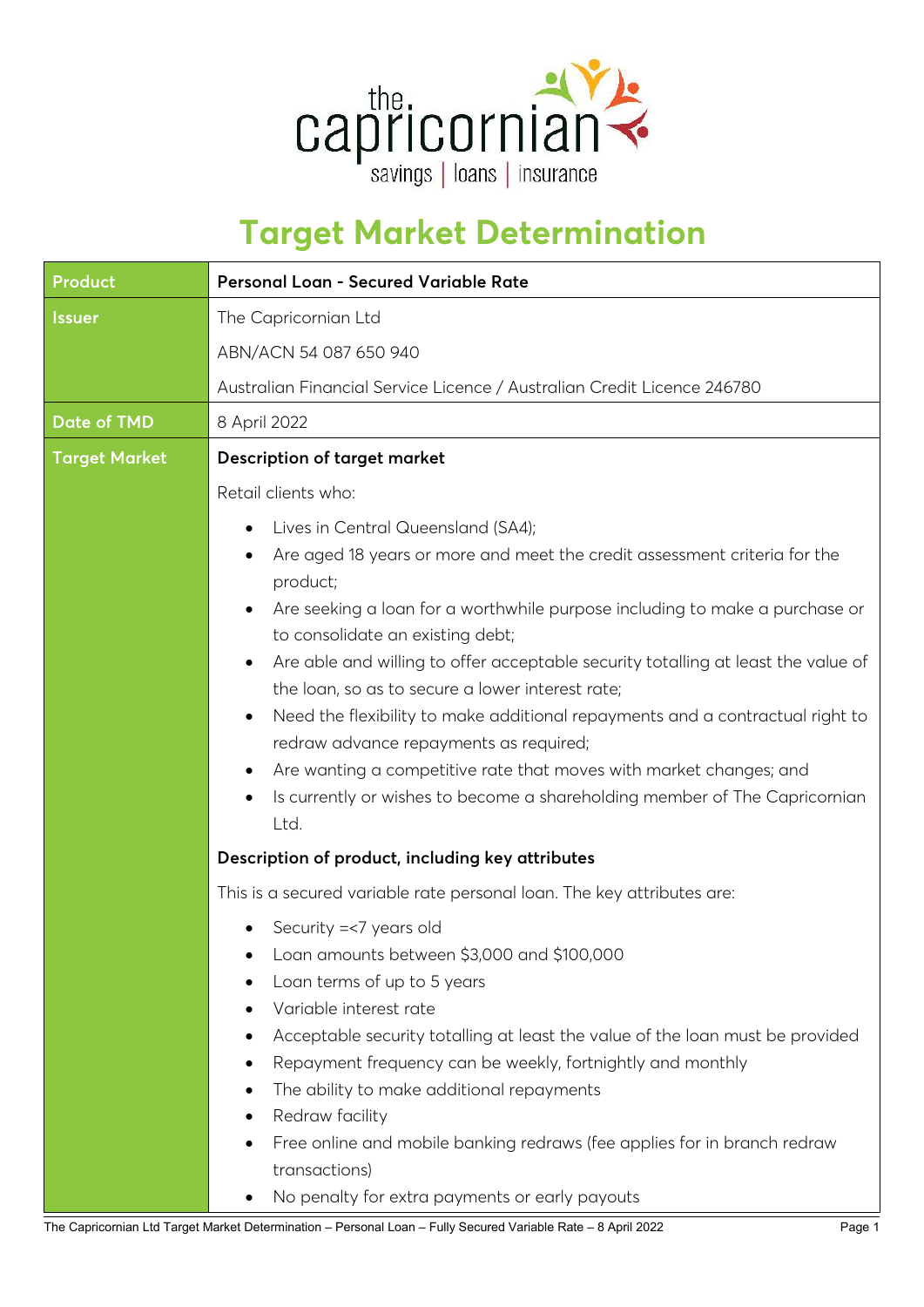# Target Market Determination

| Product | Personal Loan - Secured Variable Rate |
|---|---|
| Issuer | The Capricornian Ltd<br>ABN/ACN 54 087 650 940<br>Australian Financial Service Licence / Australian Credit Licence 246780 |
| Date of TMD | 8 April 2022 |
| Target Market | **Description of target market**<br>Retail clients who:<br>• Lives in Central Queensland (SA4);<br>• Are aged 18 years or more and meet the credit assessment criteria for the product;<br>• Are seeking a loan for a worthwhile purpose including to make a purchase or to consolidate an existing debt;<br>• Are able and willing to offer acceptable security totalling at least the value of the loan, so as to secure a lower interest rate;<br>• Need the flexibility to make additional repayments and a contractual right to redraw advance repayments as required;<br>• Are wanting a competitive rate that moves with market changes; and<br>• Is currently or wishes to become a shareholding member of The Capricornian Ltd.<br>**Description of product, including key attributes**<br>This is a secured variable rate personal loan. The key attributes are:<br>• Security =<7 years old<br>• Loan amounts between $3,000 and $100,000<br>• Loan terms of up to 5 years<br>• Variable interest rate<br>• Acceptable security totalling at least the value of the loan must be provided<br>• Repayment frequency can be weekly, fortnightly and monthly<br>• The ability to make additional repayments<br>• Redraw facility<br>• Free online and mobile banking redraws (fee applies for in branch redraw transactions)<br>• No penalty for extra payments or early payouts |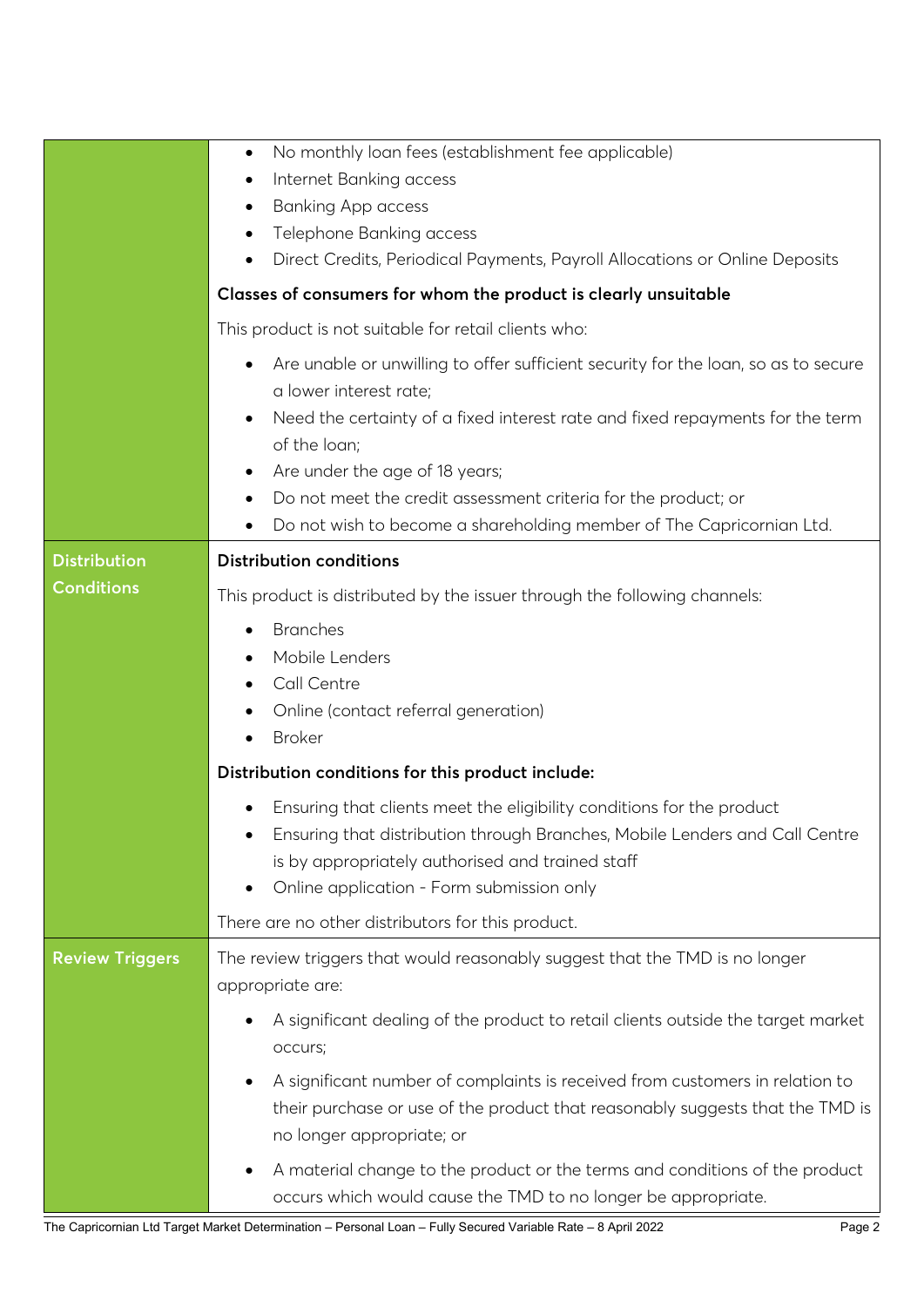| | |
|---|---|
| | • No monthly loan fees (establishment fee applicable)<br>• Internet Banking access<br>• Banking App access<br>• Telephone Banking access<br>• Direct Credits, Periodical Payments, Payroll Allocations or Online Deposits<br><br>**Classes of consumers for whom the product is clearly unsuitable**<br><br>This product is not suitable for retail clients who:<br><br>• Are unable or unwilling to offer sufficient security for the loan, so as to secure a lower interest rate;<br>• Need the certainty of a fixed interest rate and fixed repayments for the term of the loan;<br>• Are under the age of 18 years;<br>• Do not meet the credit assessment criteria for the product; or<br>• Do not wish to become a shareholding member of The Capricornian Ltd. |
| **Distribution Conditions** | **Distribution conditions**<br><br>This product is distributed by the issuer through the following channels:<br><br>• Branches<br>• Mobile Lenders<br>• Call Centre<br>• Online (contact referral generation)<br>• Broker<br><br>**Distribution conditions for this product include:**<br><br>• Ensuring that clients meet the eligibility conditions for the product<br>• Ensuring that distribution through Branches, Mobile Lenders and Call Centre is by appropriately authorised and trained staff<br>• Online application - Form submission only<br><br>There are no other distributors for this product. |
| **Review Triggers** | The review triggers that would reasonably suggest that the TMD is no longer appropriate are:<br><br>• A significant dealing of the product to retail clients outside the target market occurs;<br><br>• A significant number of complaints is received from customers in relation to their purchase or use of the product that reasonably suggests that the TMD is no longer appropriate; or<br><br>• A material change to the product or the terms and conditions of the product occurs which would cause the TMD to no longer be appropriate. |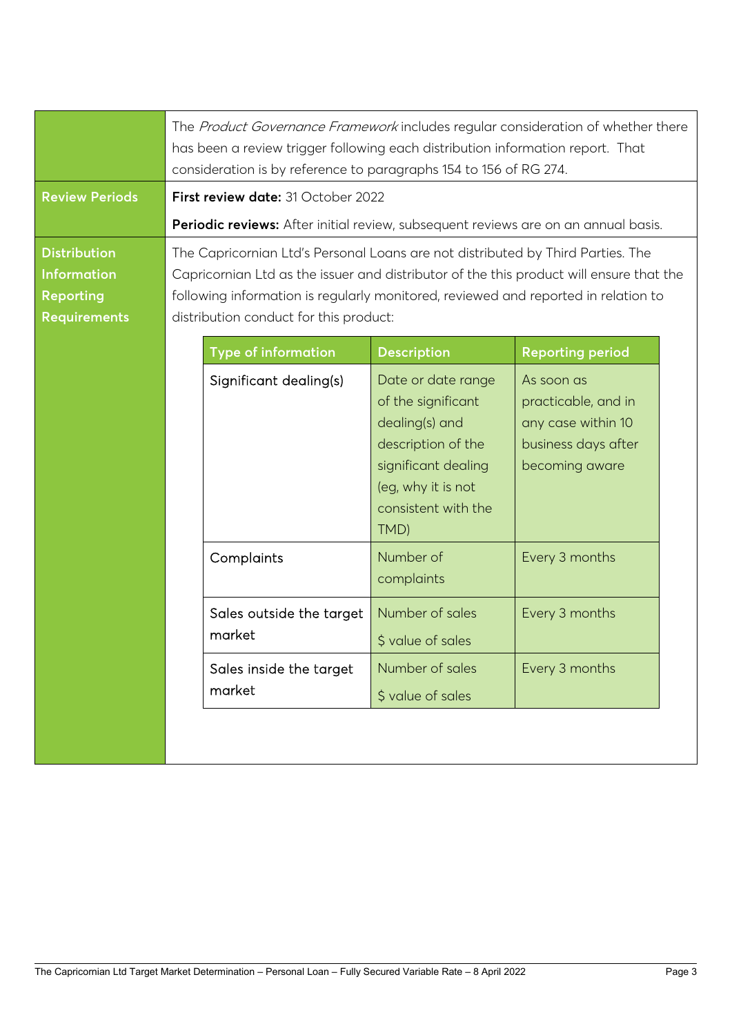| | |
|---|---|
| | The *Product Governance Framework* includes regular consideration of whether there has been a review trigger following each distribution information report. That consideration is by reference to paragraphs 154 to 156 of RG 274. |
| **Review Periods** | **First review date:** 31 October 2022<br><br>**Periodic reviews:** After initial review, subsequent reviews are on an annual basis. |
| **Distribution Information Reporting Requirements** | The Capricornian Ltd's Personal Loans are not distributed by Third Parties. The Capricornian Ltd as the issuer and distributor of the this product will ensure that the following information is regularly monitored, reviewed and reported in relation to distribution conduct for this product: |

| Type of information | Description | Reporting period |
|---|---|---|
| Significant dealing(s) | Date or date range of the significant dealing(s) and description of the significant dealing (eg, why it is not consistent with the TMD) | As soon as practicable, and in any case within 10 business days after becoming aware |
| Complaints | Number of complaints | Every 3 months |
| Sales outside the target market | Number of sales<br>$ value of sales | Every 3 months |
| Sales inside the target market | Number of sales<br>$ value of sales | Every 3 months |

The Capricornian Ltd Target Market Determination – Personal Loan – Fully Secured Variable Rate – 8 April 2022